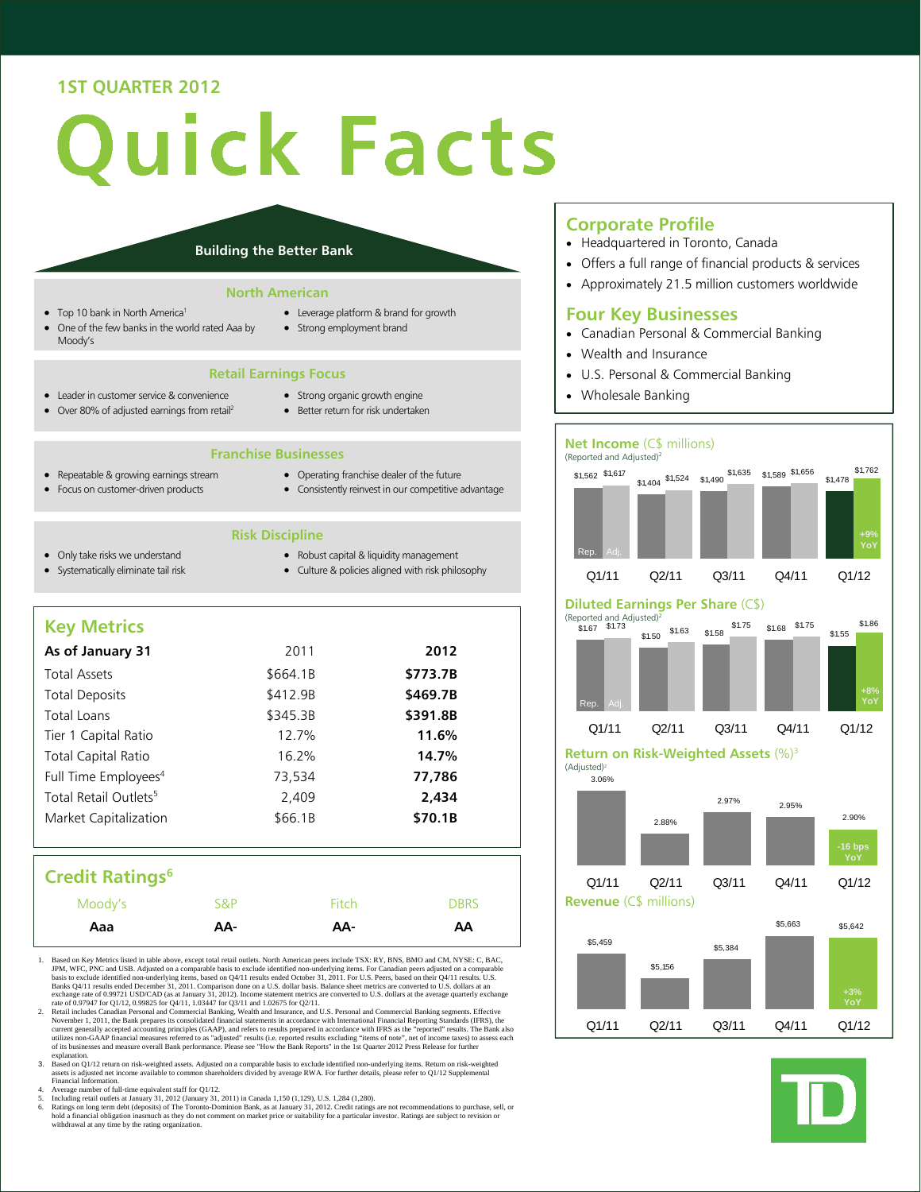# 1ST QUARTER 2012

# Quick Facts

## Building the Better Bank

### North American

- Top 10 bank in North America[1]
- One of the few banks in the world rated Aaa by Moody's
- Leverage platform & brand for growth
- Strong employment brand

### Retail Earnings Focus

- Leader in customer service & convenience
- Over 80% of adjusted earnings from retail[2]
- Strong organic growth engine
- Better return for risk undertaken

### Franchise Businesses

- Repeatable & growing earnings stream
- Focus on customer-driven products
- Operating franchise dealer of the future
- Consistently reinvest in our competitive advantage

### Risk Discipline

- Only take risks we understand
- Systematically eliminate tail risk
- Robust capital & liquidity management
- Culture & policies aligned with risk philosophy

## Key Metrics

| As of January 31 | 2011 | 2012 |
|---|---|---|
| Total Assets | $664.1B | **$773.7B** |
| Total Deposits | $412.9B | **$469.7B** |
| Total Loans | $345.3B | **$391.8B** |
| Tier 1 Capital Ratio | 12.7% | **11.6%** |
| Total Capital Ratio | 16.2% | **14.7%** |
| Full Time Employees[4] | 73,534 | **77,786** |
| Total Retail Outlets[5] | 2,409 | **2,434** |
| Market Capitalization | $66.1B | **$70.1B** |

## Credit Ratings[6]

| Moody's | S&P | Fitch | DBRS |
|---|---|---|---|
| **Aaa** | **AA-** | **AA-** | **AA** |

## Corporate Profile

- Headquartered in Toronto, Canada
- Offers a full range of financial products & services
- Approximately 21.5 million customers worldwide

## Four Key Businesses

- Canadian Personal & Commercial Banking
- Wealth and Insurance
- U.S. Personal & Commercial Banking
- Wholesale Banking

## Net Income (C$ millions)

(Reported and Adjusted)[2]

| | Q1/11 | Q2/11 | Q3/11 | Q4/11 | Q1/12 |
|---|---|---|---|---|---|
| Rep. | $1,562 | $1,404 | $1,490 | $1,589 | $1,478 |
| Adj. | $1,617 | $1,524 | $1,635 | $1,656 | $1,762 |

Q1/12: +9% YoY

## Diluted Earnings Per Share (C$)

(Reported and Adjusted)[2]

| | Q1/11 | Q2/11 | Q3/11 | Q4/11 | Q1/12 |
|---|---|---|---|---|---|
| Rep. | $1.67 | $1.50 | $1.58 | $1.68 | $1.55 |
| Adj. | $1.73 | $1.63 | $1.75 | $1.75 | $1.86 |

Q1/12: +8% YoY

## Return on Risk-Weighted Assets (%)[3]

(Adjusted)[2]

| Q1/11 | Q2/11 | Q3/11 | Q4/11 | Q1/12 |
|---|---|---|---|---|
| 3.06% | 2.88% | 2.97% | 2.95% | 2.90% |

Q1/12: -16 bps YoY

## Revenue (C$ millions)

| Q1/11 | Q2/11 | Q3/11 | Q4/11 | Q1/12 |
|---|---|---|---|---|
| $5,459 | $5,156 | $5,384 | $5,663 | $5,642 |

Q1/12: +3% YoY

1. Based on Key Metrics listed in table above, except total retail outlets. North American peers include TSX: RY, BNS, BMO and CM, NYSE: C, BAC, JPM, WFC, PNC and USB. Adjusted on a comparable basis to exclude identified non-underlying items. For Canadian peers adjusted on a comparable basis to exclude identified non-underlying items, based on Q4/11 results ended October 31, 2011. For U.S. Peers, based on their Q4/11 results. U.S. Banks Q4/11 results ended December 31, 2011. Comparison done on a U.S. dollar basis. Balance sheet metrics are converted to U.S. dollars at an exchange rate of 0.99721 USD/CAD (as at January 31, 2012). Income statement metrics are converted to U.S. dollars at the average quarterly exchange rate of 0.97947 for Q1/12, 0.99825 for Q4/11, 1.03447 for Q3/11 and 1.02675 for Q2/11.
2. Retail includes Canadian Personal and Commercial Banking, Wealth and Insurance, and U.S. Personal and Commercial Banking segments. Effective November 1, 2011, the Bank prepares its consolidated financial statements in accordance with International Financial Reporting Standards (IFRS), the current generally accepted accounting principles (GAAP), and refers to results prepared in accordance with IFRS as the "reported" results. The Bank also utilizes non-GAAP financial measures referred to as "adjusted" results (i.e. reported results excluding "items of note", net of income taxes) to assess each of its businesses and measure overall Bank performance. Please see "How the Bank Reports" in the 1st Quarter 2012 Press Release for further explanation.
3. Based on Q1/12 return on risk-weighted assets. Adjusted on a comparable basis to exclude identified non-underlying items. Return on risk-weighted assets is adjusted net income available to common shareholders divided by average RWA. For further details, please refer to Q1/12 Supplemental Financial Information.
4. Average number of full-time equivalent staff for Q1/12.
5. Including retail outlets at January 31, 2012 (January 31, 2011) in Canada 1,150 (1,129), U.S. 1,284 (1,280).
6. Ratings on long term debt (deposits) of The Toronto-Dominion Bank, as at January 31, 2012. Credit ratings are not recommendations to purchase, sell, or hold a financial obligation inasmuch as they do not comment on market price or suitability for a particular investor. Ratings are subject to revision or withdrawal at any time by the rating organization.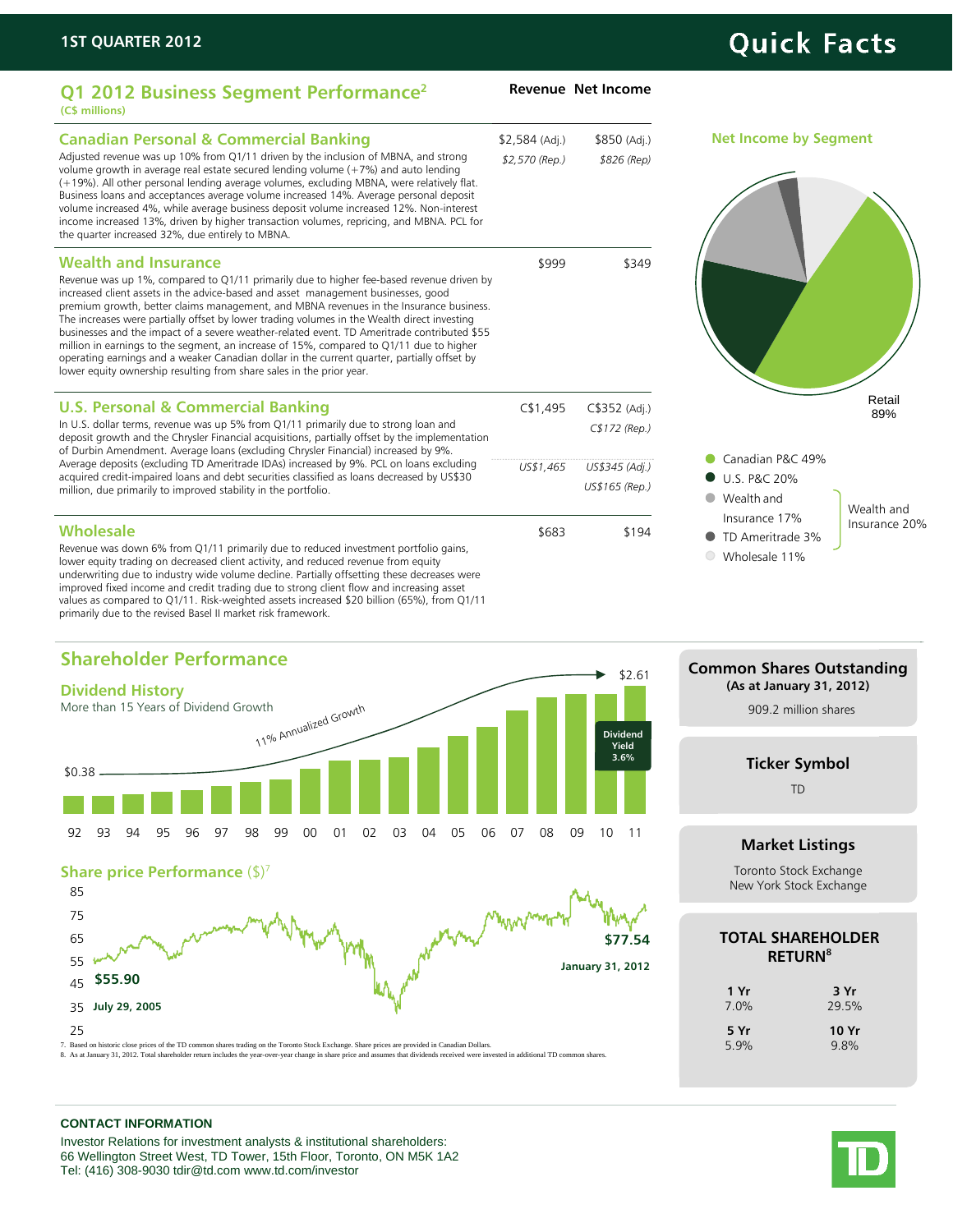## Q1 2012 Business Segment Performance[2]

(C$ millions)

| | Revenue | Net Income |
|---|---|---|
| **Canadian Personal & Commercial Banking** | $2,584 (Adj.) | $850 (Adj.) |
| | *$2,570 (Rep.)* | *$826 (Rep)* |
| **Wealth and Insurance** | $999 | $349 |
| **U.S. Personal & Commercial Banking** | C$1,495 | C$352 (Adj.) |
| | | *C$172 (Rep.)* |
| | *US$1,465* | *US$345 (Adj.)* |
| | | *US$165 (Rep.)* |
| **Wholesale** | $683 | $194 |

### Canadian Personal & Commercial Banking

Adjusted revenue was up 10% from Q1/11 driven by the inclusion of MBNA, and strong volume growth in average real estate secured lending volume (+7%) and auto lending (+19%). All other personal lending average volumes, excluding MBNA, were relatively flat. Business loans and acceptances average volume increased 14%. Average personal deposit volume increased 4%, while average business deposit volume increased 12%. Non-interest income increased 13%, driven by higher transaction volumes, repricing, and MBNA. PCL for the quarter increased 32%, due entirely to MBNA.

### Wealth and Insurance

Revenue was up 1%, compared to Q1/11 primarily due to higher fee-based revenue driven by increased client assets in the advice-based and asset management businesses, good premium growth, better claims management, and MBNA revenues in the Insurance business. The increases were partially offset by lower trading volumes in the Wealth direct investing businesses and the impact of a severe weather-related event. TD Ameritrade contributed $55 million in earnings to the segment, an increase of 15%, compared to Q1/11 due to higher operating earnings and a weaker Canadian dollar in the current quarter, partially offset by lower equity ownership resulting from share sales in the prior year.

### U.S. Personal & Commercial Banking

In U.S. dollar terms, revenue was up 5% from Q1/11 primarily due to strong loan and deposit growth and the Chrysler Financial acquisitions, partially offset by the implementation of Durbin Amendment. Average loans (excluding Chrysler Financial) increased by 9%. Average deposits (excluding TD Ameritrade IDAs) increased by 9%. PCL on loans excluding acquired credit-impaired loans and debt securities classified as loans decreased by US$30 million, due primarily to improved stability in the portfolio.

### Wholesale

Revenue was down 6% from Q1/11 primarily due to reduced investment portfolio gains, lower equity trading on decreased client activity, and reduced revenue from equity underwriting due to industry wide volume decline. Partially offsetting these decreases were improved fixed income and credit trading due to strong client flow and increasing asset values as compared to Q1/11. Risk-weighted assets increased $20 billion (65%), from Q1/11 primarily due to the revised Basel II market risk framework.

### Net Income by Segment

Retail 89%

- Canadian P&C 49%
- U.S. P&C 20%
- Wealth and Insurance 17%
- TD Ameritrade 3%
- Wholesale 11%

Wealth and Insurance 20%

## Shareholder Performance

### Dividend History

More than 15 Years of Dividend Growth

11% Annualized Growth

$0.38

$2.61

Dividend Yield 3.6%

92 93 94 95 96 97 98 99 00 01 02 03 04 05 06 07 08 09 10 11

### Share price Performance ($)[7]

85 75 65 55 45 35 25

$55.90 July 29, 2005

$77.54 January 31, 2012

7. Based on historic close prices of the TD common shares trading on the Toronto Stock Exchange. Share prices are provided in Canadian Dollars.
8. As at January 31, 2012. Total shareholder return includes the year-over-year change in share price and assumes that dividends received were invested in additional TD common shares.

### Common Shares Outstanding

(As at January 31, 2012)

909.2 million shares

### Ticker Symbol

TD

### Market Listings

Toronto Stock Exchange
New York Stock Exchange

### TOTAL SHAREHOLDER RETURN[8]

| 1 Yr | 3 Yr |
|---|---|
| 7.0% | 29.5% |
| **5 Yr** | **10 Yr** |
| 5.9% | 9.8% |

### CONTACT INFORMATION

Investor Relations for investment analysts & institutional shareholders:
66 Wellington Street West, TD Tower, 15th Floor, Toronto, ON M5K 1A2
Tel: (416) 308-9030 tdir@td.com www.td.com/investor